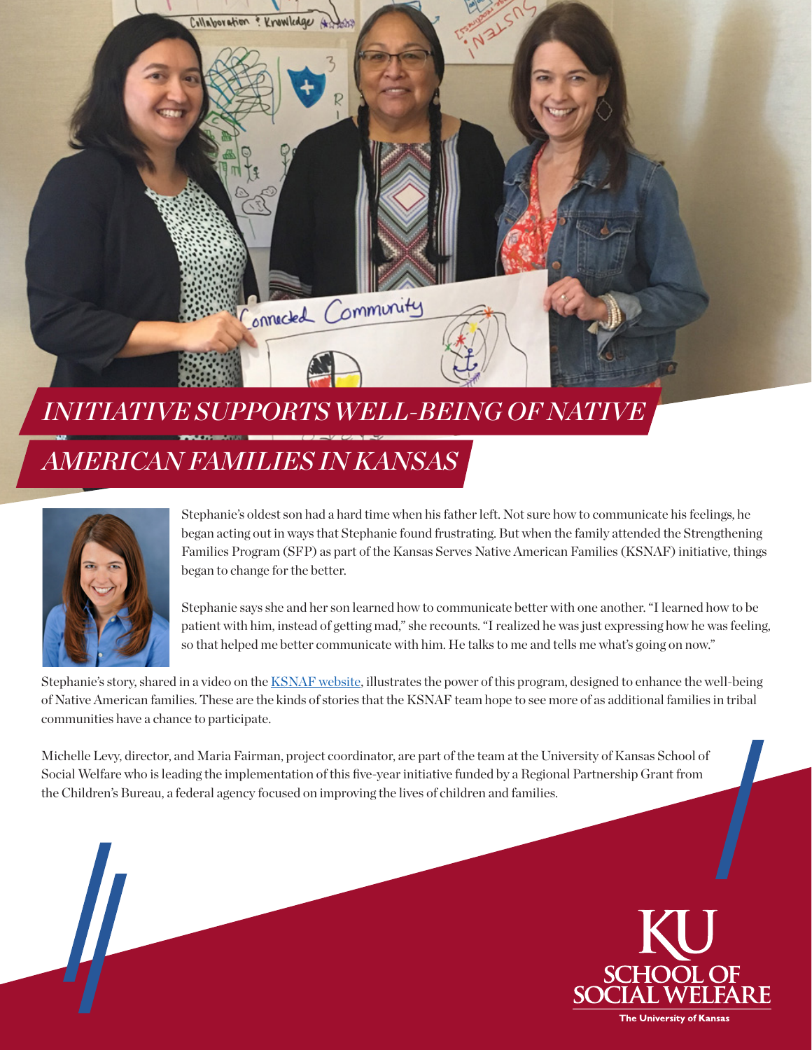# INITIATIVE SUPPORTS WELL-BEING OF NATIVE AMERICAN FAMILIES IN KANSAS

Stephanie's oldest son had a hard time when his father left. Not sure how to communicate his feelings, he began acting out in ways that Stephanie found frustrating. But when the family attended the Strengthening Families Program (SFP) as part of the Kansas Serves Native American Families (KSNAF) initiative, things began to change for the better.

Stephanie says she and her son learned how to communicate better with one another. "I learned how to be patient with him, instead of getting mad," she recounts. "I realized he was just expressing how he was feeling, so that helped me better communicate with him. He talks to me and tells me what's going on now."

Stephanie's story, shared in a video on the [KSNAF website](), illustrates the power of this program, designed to enhance the well-being of Native American families. These are the kinds of stories that the KSNAF team hope to see more of as additional families in tribal communities have a chance to participate.

Michelle Levy, director, and Maria Fairman, project coordinator, are part of the team at the University of Kansas School of Social Welfare who is leading the implementation of this five-year initiative funded by a Regional Partnership Grant from the Children's Bureau, a federal agency focused on improving the lives of children and families.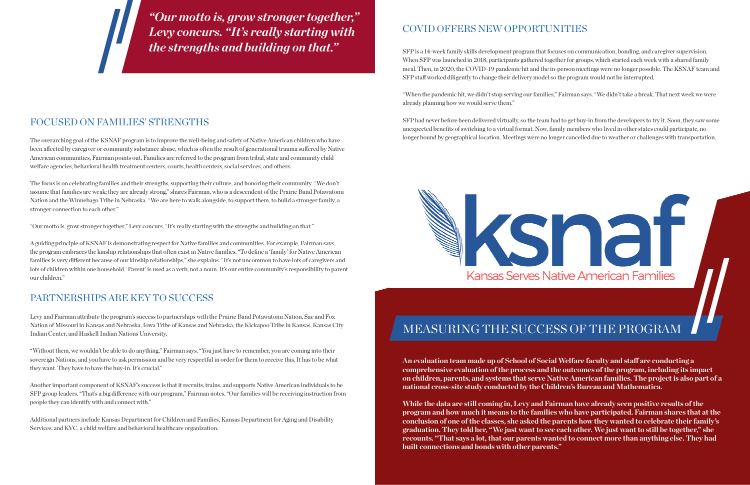> *"Our motto is, grow stronger together," Levy concurs. "It's really starting with the strengths and building on that."*

## FOCUSED ON FAMILIES' STRENGTHS

The overarching goal of the KSNAF program is to improve the well-being and safety of Native American children who have been affected by caregiver or community substance abuse, which is often the result of generational trauma suffered by Native American communities, Fairman points out. Families are referred to the program from tribal, state and community child welfare agencies, behavioral health treatment centers, courts, health centers, social services, and others.

The focus is on celebrating families and their strengths, supporting their culture, and honoring their community. "We don't assume that families are weak; they are already strong," shares Fairman, who is a descendent of the Prairie Band Potawatomi Nation and the Winnebago Tribe in Nebraska. "We are here to walk alongside, to support them, to build a stronger family, a stronger connection to each other."

"Our motto is, grow stronger together," Levy concurs. "It's really starting with the strengths and building on that."

A guiding principle of KSNAF is demonstrating respect for Native families and communities. For example, Fairman says, the program embraces the kinship relationships that often exist in Native families. "To define a 'family' for Native American families is very different because of our kinship relationships," she explains. "It's not uncommon to have lots of caregivers and lots of children within one household. 'Parent' is used as a verb, not a noun. It's our entire community's responsibility to parent our children."

## PARTNERSHIPS ARE KEY TO SUCCESS

Levy and Fairman attribute the program's success to partnerships with the Prairie Band Potawatomi Nation, Sac and Fox Nation of Missouri in Kansas and Nebraska, Iowa Tribe of Kansas and Nebraska, the Kickapoo Tribe in Kansas, Kansas City Indian Center, and Haskell Indian Nations University.

"Without them, we wouldn't be able to do anything," Fairman says. "You just have to remember, you are coming into their sovereign Nations, and you have to ask permission and be very respectful in order for them to receive this. It has to be what they want. They have to have the buy-in. It's crucial."

Another important component of KSNAF's success is that it recruits, trains, and supports Native American individuals to be SFP group leaders. "That's a big difference with our program," Fairman notes. "Our families will be receiving instruction from people they can identify with and connect with."

Additional partners include Kansas Department for Children and Families, Kansas Department for Aging and Disability Services, and KVC, a child welfare and behavioral healthcare organization.

## COVID OFFERS NEW OPPORTUNITIES

SFP is a 14-week family skills development program that focuses on communication, bonding, and caregiver supervision. When SFP was launched in 2018, participants gathered together for groups, which started each week with a shared family meal. Then, in 2020, the COVID-19 pandemic hit and the in-person meetings were no longer possible. The KSNAF team and SFP staff worked diligently to change their delivery model so the program would not be interrupted.

"When the pandemic hit, we didn't stop serving our families," Fairman says. "We didn't take a break. That next week we were already planning how we would serve them."

SFP had never before been delivered virtually, so the team had to get buy-in from the developers to try it. Soon, they saw some unexpected benefits of switching to a virtual format. Now, family members who lived in other states could participate, no longer bound by geographical location. Meetings were no longer cancelled due to weather or challenges with transportation.

ksnaf
Kansas Serves Native American Families

## MEASURING THE SUCCESS OF THE PROGRAM

**An evaluation team made up of School of Social Welfare faculty and staff are conducting a comprehensive evaluation of the process and the outcomes of the program, including its impact on children, parents, and systems that serve Native American families. The project is also part of a national cross-site study conducted by the Children's Bureau and Mathematica.**

**While the data are still coming in, Levy and Fairman have already seen positive results of the program and how much it means to the families who have participated. Fairman shares that at the conclusion of one of the classes, she asked the parents how they wanted to celebrate their family's graduation. They told her, "We just want to see each other. We just want to still be together," she recounts. "That says a lot, that our parents wanted to connect more than anything else. They had built connections and bonds with other parents."**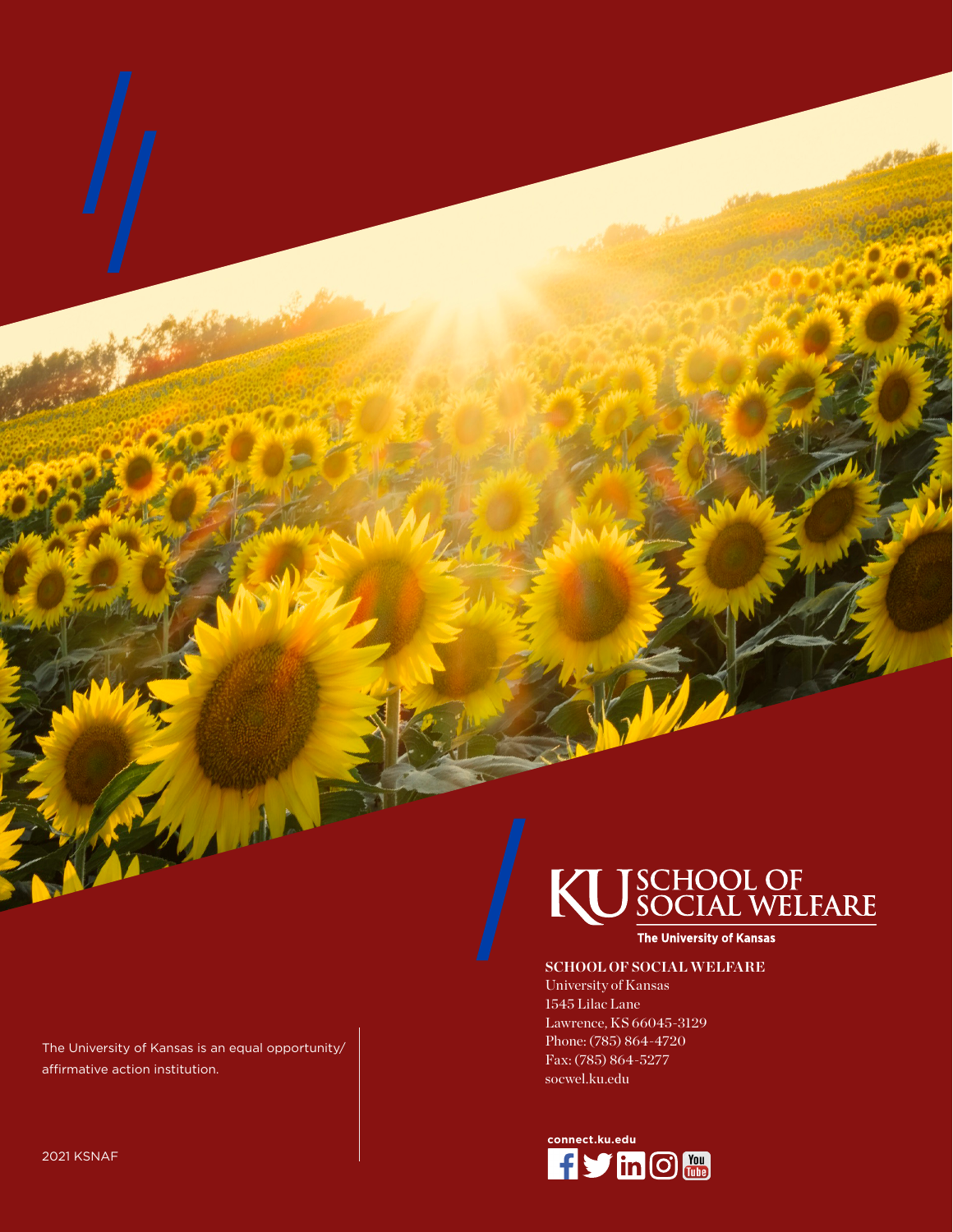KU SCHOOL OF SOCIAL WELFARE

The University of Kansas

**SCHOOL OF SOCIAL WELFARE**
University of Kansas
1545 Lilac Lane
Lawrence, KS 66045-3129
Phone: (785) 864-4720
Fax: (785) 864-5277
socwel.ku.edu

The University of Kansas is an equal opportunity/ affirmative action institution.

**connect.ku.edu**

2021 KSNAF